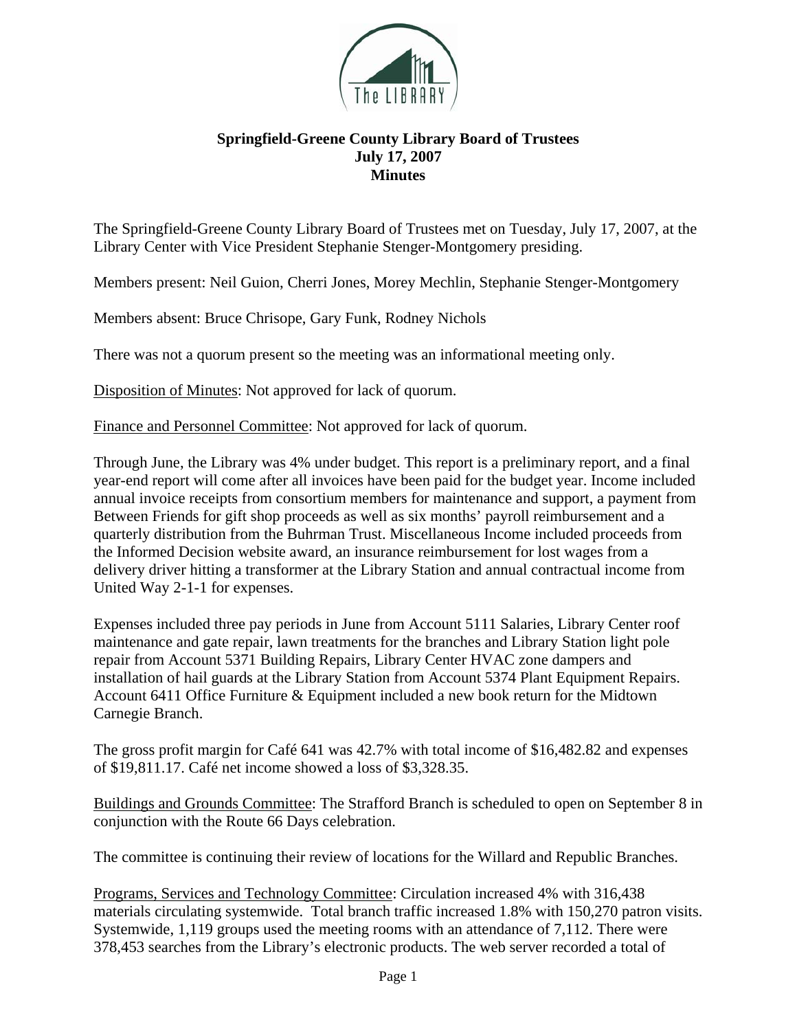**Springfield-Greene County Library Board of Trustees**
**July 17, 2007**
**Minutes**

The Springfield-Greene County Library Board of Trustees met on Tuesday, July 17, 2007, at the Library Center with Vice President Stephanie Stenger-Montgomery presiding.

Members present: Neil Guion, Cherri Jones, Morey Mechlin, Stephanie Stenger-Montgomery

Members absent: Bruce Chrisope, Gary Funk, Rodney Nichols

There was not a quorum present so the meeting was an informational meeting only.

Disposition of Minutes: Not approved for lack of quorum.

Finance and Personnel Committee: Not approved for lack of quorum.

Through June, the Library was 4% under budget. This report is a preliminary report, and a final year-end report will come after all invoices have been paid for the budget year. Income included annual invoice receipts from consortium members for maintenance and support, a payment from Between Friends for gift shop proceeds as well as six months' payroll reimbursement and a quarterly distribution from the Buhrman Trust. Miscellaneous Income included proceeds from the Informed Decision website award, an insurance reimbursement for lost wages from a delivery driver hitting a transformer at the Library Station and annual contractual income from United Way 2-1-1 for expenses.

Expenses included three pay periods in June from Account 5111 Salaries, Library Center roof maintenance and gate repair, lawn treatments for the branches and Library Station light pole repair from Account 5371 Building Repairs, Library Center HVAC zone dampers and installation of hail guards at the Library Station from Account 5374 Plant Equipment Repairs. Account 6411 Office Furniture & Equipment included a new book return for the Midtown Carnegie Branch.

The gross profit margin for Café 641 was 42.7% with total income of $16,482.82 and expenses of $19,811.17. Café net income showed a loss of $3,328.35.

Buildings and Grounds Committee: The Strafford Branch is scheduled to open on September 8 in conjunction with the Route 66 Days celebration.

The committee is continuing their review of locations for the Willard and Republic Branches.

Programs, Services and Technology Committee: Circulation increased 4% with 316,438 materials circulating systemwide. Total branch traffic increased 1.8% with 150,270 patron visits. Systemwide, 1,119 groups used the meeting rooms with an attendance of 7,112. There were 378,453 searches from the Library's electronic products. The web server recorded a total of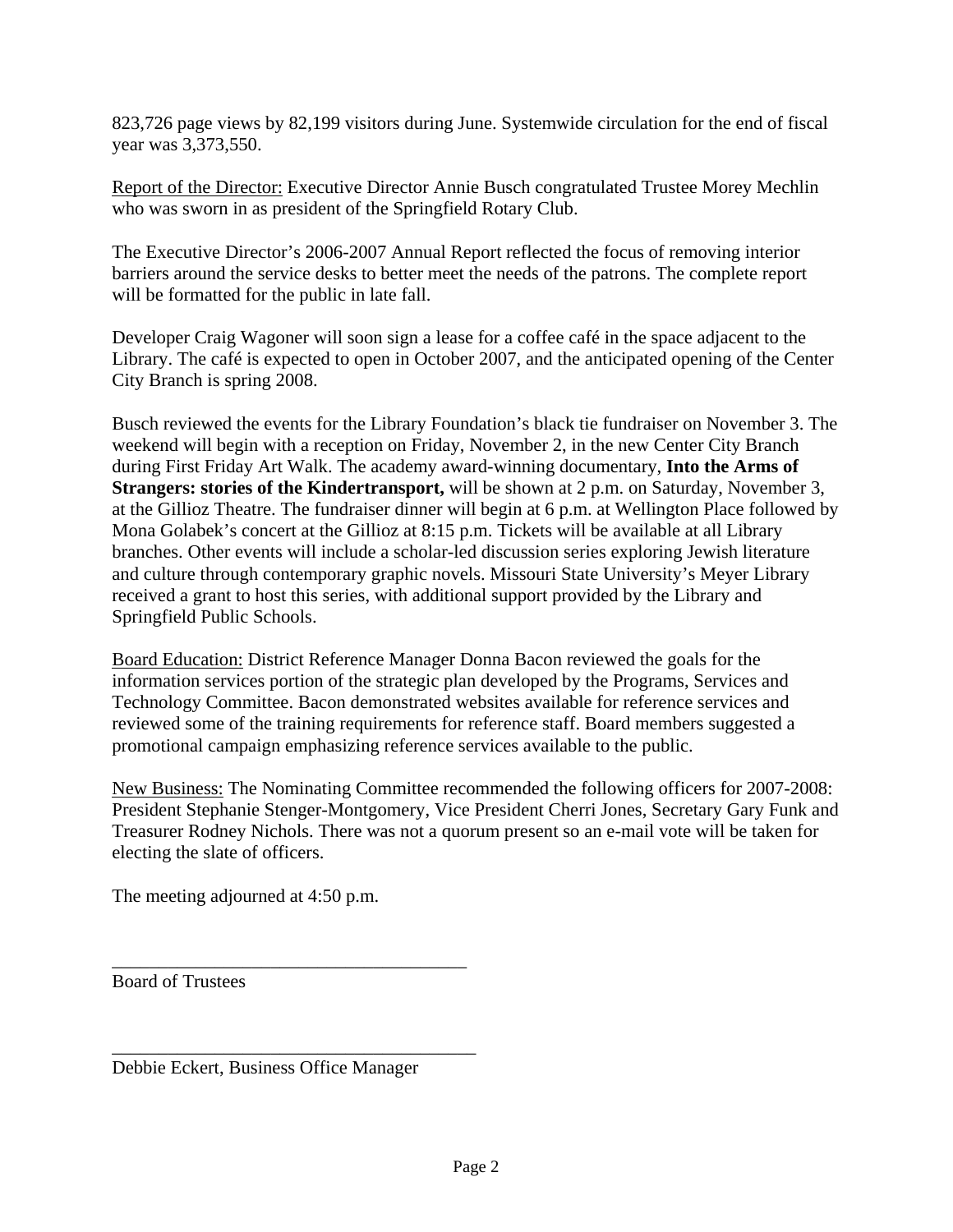823,726 page views by 82,199 visitors during June. Systemwide circulation for the end of fiscal year was 3,373,550.

<u>Report of the Director:</u> Executive Director Annie Busch congratulated Trustee Morey Mechlin who was sworn in as president of the Springfield Rotary Club.

The Executive Director's 2006-2007 Annual Report reflected the focus of removing interior barriers around the service desks to better meet the needs of the patrons. The complete report will be formatted for the public in late fall.

Developer Craig Wagoner will soon sign a lease for a coffee café in the space adjacent to the Library. The café is expected to open in October 2007, and the anticipated opening of the Center City Branch is spring 2008.

Busch reviewed the events for the Library Foundation's black tie fundraiser on November 3. The weekend will begin with a reception on Friday, November 2, in the new Center City Branch during First Friday Art Walk. The academy award-winning documentary, **Into the Arms of Strangers: stories of the Kindertransport,** will be shown at 2 p.m. on Saturday, November 3, at the Gillioz Theatre. The fundraiser dinner will begin at 6 p.m. at Wellington Place followed by Mona Golabek's concert at the Gillioz at 8:15 p.m. Tickets will be available at all Library branches. Other events will include a scholar-led discussion series exploring Jewish literature and culture through contemporary graphic novels. Missouri State University's Meyer Library received a grant to host this series, with additional support provided by the Library and Springfield Public Schools.

<u>Board Education:</u> District Reference Manager Donna Bacon reviewed the goals for the information services portion of the strategic plan developed by the Programs, Services and Technology Committee. Bacon demonstrated websites available for reference services and reviewed some of the training requirements for reference staff. Board members suggested a promotional campaign emphasizing reference services available to the public.

<u>New Business:</u> The Nominating Committee recommended the following officers for 2007-2008: President Stephanie Stenger-Montgomery, Vice President Cherri Jones, Secretary Gary Funk and Treasurer Rodney Nichols. There was not a quorum present so an e-mail vote will be taken for electing the slate of officers.

The meeting adjourned at 4:50 p.m.

\_\_\_\_\_\_\_\_\_\_\_\_\_\_\_\_\_\_\_\_\_\_\_\_\_\_\_\_\_\_\_\_\_\_\_\_\_\_

Board of Trustees

\_\_\_\_\_\_\_\_\_\_\_\_\_\_\_\_\_\_\_\_\_\_\_\_\_\_\_\_\_\_\_\_\_\_\_\_\_\_

Debbie Eckert, Business Office Manager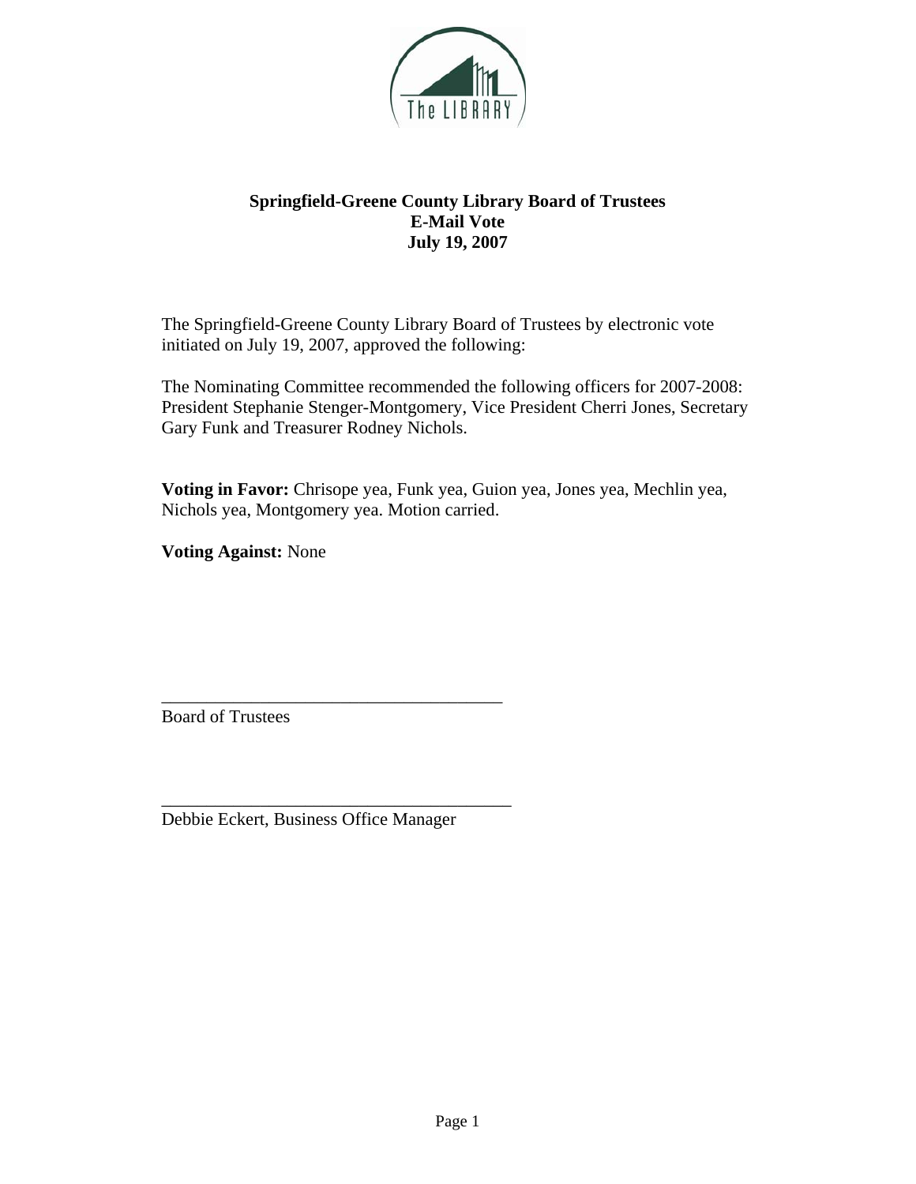**Springfield-Greene County Library Board of Trustees**
**E-Mail Vote**
**July 19, 2007**

The Springfield-Greene County Library Board of Trustees by electronic vote initiated on July 19, 2007, approved the following:

The Nominating Committee recommended the following officers for 2007-2008: President Stephanie Stenger-Montgomery, Vice President Cherri Jones, Secretary Gary Funk and Treasurer Rodney Nichols.

**Voting in Favor:** Chrisope yea, Funk yea, Guion yea, Jones yea, Mechlin yea, Nichols yea, Montgomery yea. Motion carried.

**Voting Against:** None

\_\_\_\_\_\_\_\_\_\_\_\_\_\_\_\_\_\_\_\_\_\_\_\_\_\_\_\_\_\_\_\_\_\_\_\_\_\_\_
Board of Trustees

\_\_\_\_\_\_\_\_\_\_\_\_\_\_\_\_\_\_\_\_\_\_\_\_\_\_\_\_\_\_\_\_\_\_\_\_\_\_\_
Debbie Eckert, Business Office Manager